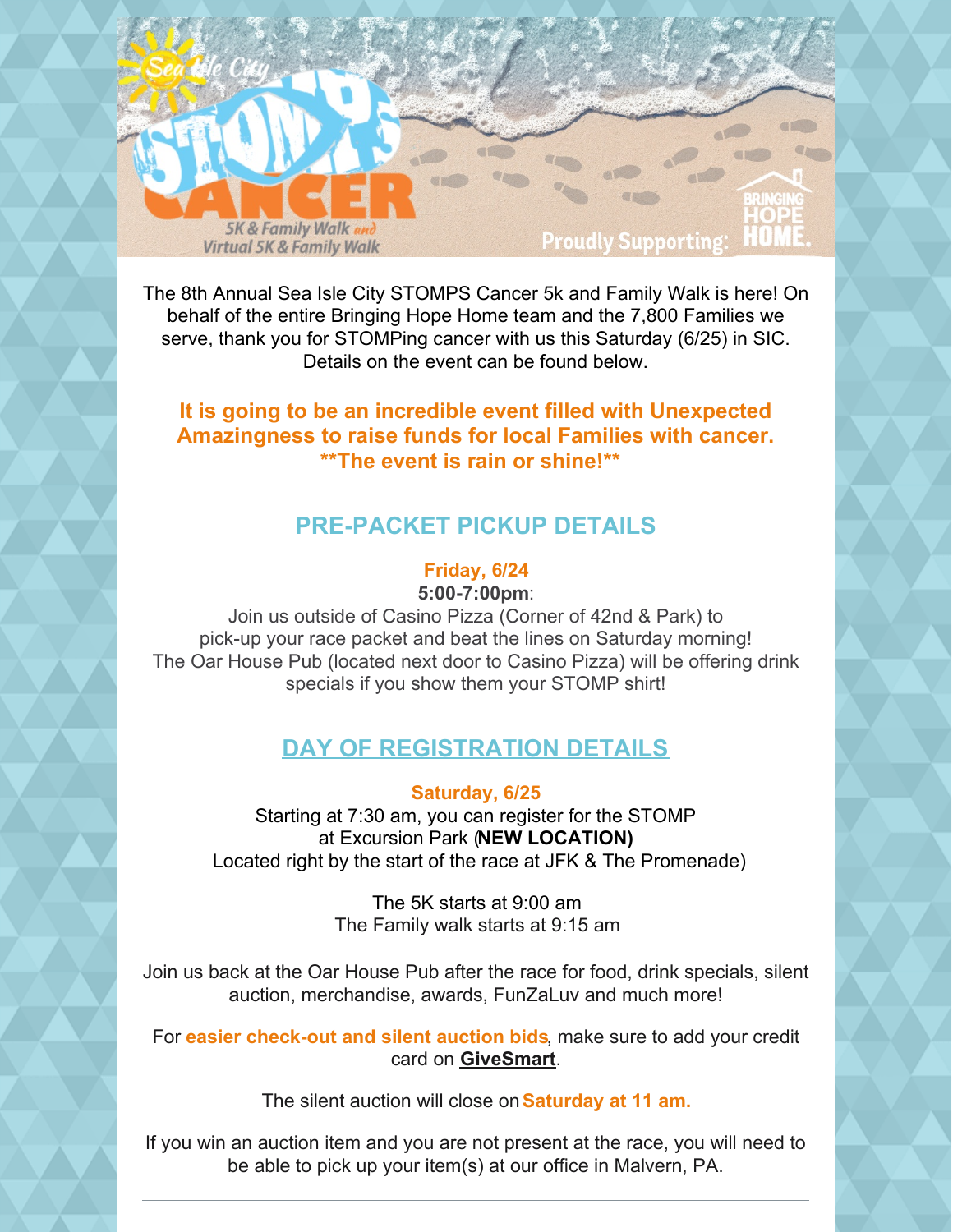Sea Isle City STOMPS CANCER 5K & Family Walk and Virtual 5K & Family Walk

Proudly Supporting: BRINGING HOPE HOME.

The 8th Annual Sea Isle City STOMPS Cancer 5k and Family Walk is here! On behalf of the entire Bringing Hope Home team and the 7,800 Families we serve, thank you for STOMPing cancer with us this Saturday (6/25) in SIC. Details on the event can be found below.

**It is going to be an incredible event filled with Unexpected Amazingness to raise funds for local Families with cancer. \*\*The event is rain or shine!\*\***

## PRE-PACKET PICKUP DETAILS

**Friday, 6/24**

**5:00-7:00pm**:

Join us outside of Casino Pizza (Corner of 42nd & Park) to pick-up your race packet and beat the lines on Saturday morning! The Oar House Pub (located next door to Casino Pizza) will be offering drink specials if you show them your STOMP shirt!

## DAY OF REGISTRATION DETAILS

**Saturday, 6/25**

Starting at 7:30 am, you can register for the STOMP at Excursion Park (**NEW LOCATION)** Located right by the start of the race at JFK & The Promenade)

The 5K starts at 9:00 am
The Family walk starts at 9:15 am

Join us back at the Oar House Pub after the race for food, drink specials, silent auction, merchandise, awards, FunZaLuv and much more!

For **easier check-out and silent auction bids**, make sure to add your credit card on **GiveSmart**.

The silent auction will close on **Saturday at 11 am.**

If you win an auction item and you are not present at the race, you will need to be able to pick up your item(s) at our office in Malvern, PA.

---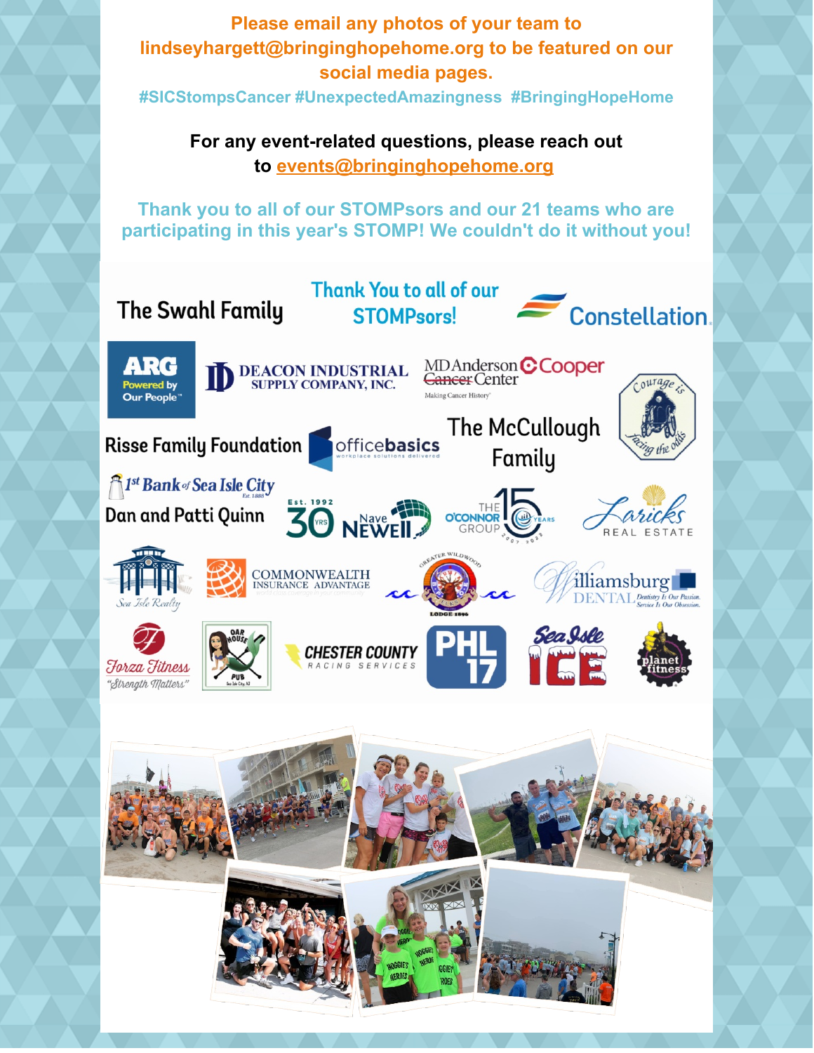**Please email any photos of your team to lindseyhargett@bringinghopehome.org to be featured on our social media pages.**

**#SICStompsCancer #UnexpectedAmazingness #BringingHopeHome**

**For any event-related questions, please reach out to events@bringinghopehome.org**

**Thank you to all of our STOMPsors and our 21 teams who are participating in this year's STOMP! We couldn't do it without you!**

Thank You to all of our STOMPsors!

The Swahl Family

Constellation

ARG Powered by Our People

Deacon Industrial Supply Company, Inc.

MD Anderson Cancer Center Cooper

Risse Family Foundation

officebasics

The McCullough Family

Courage is facing the odds

1st Bank of Sea Isle City

Dan and Patti Quinn

Nave Newell

The O'Connor Group

Laricks Real Estate

Sea Isle Realty

Commonwealth Insurance Advantage

Greater Wildwood Lodge 1896

Williamsburg Dental

Forza Fitness "Strength Matters"

Oar House Pub

Chester County Racing Services

PHL 17

Sea Isle Ice

planet fitness